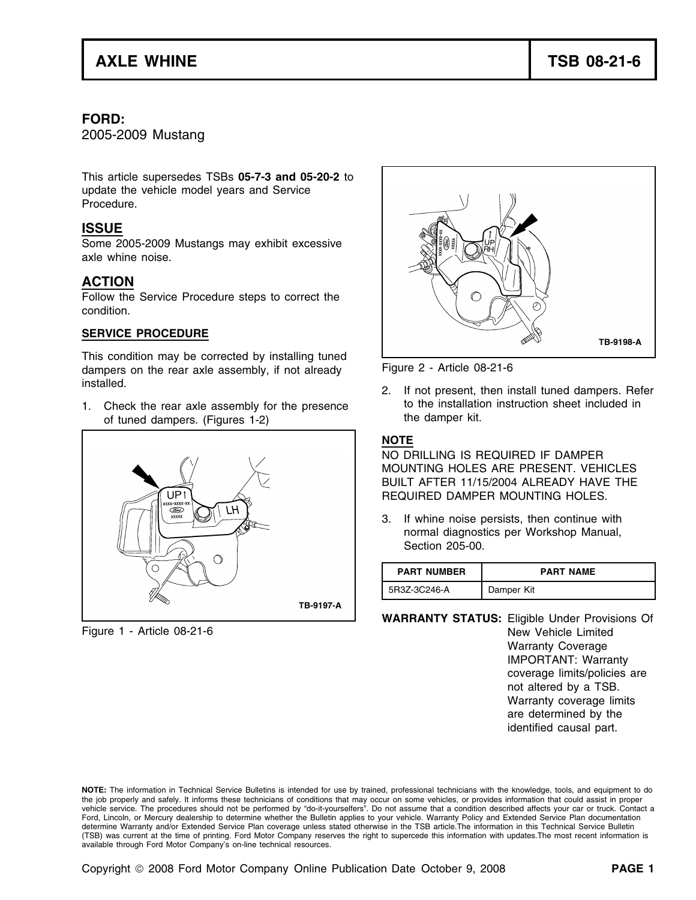# AXLE WHINE — TSB 08-21-6

**FORD:**
2005-2009 Mustang

This article supersedes TSBs **05-7-3 and 05-20-2** to update the vehicle model years and Service Procedure.

## ISSUE

Some 2005-2009 Mustangs may exhibit excessive axle whine noise.

## ACTION

Follow the Service Procedure steps to correct the condition.

### SERVICE PROCEDURE

This condition may be corrected by installing tuned dampers on the rear axle assembly, if not already installed.

1. Check the rear axle assembly for the presence of tuned dampers. (Figures 1-2)

Figure 1 - Article 08-21-6

Figure 2 - Article 08-21-6

2. If not present, then install tuned dampers. Refer to the installation instruction sheet included in the damper kit.

**NOTE**

NO DRILLING IS REQUIRED IF DAMPER MOUNTING HOLES ARE PRESENT. VEHICLES BUILT AFTER 11/15/2004 ALREADY HAVE THE REQUIRED DAMPER MOUNTING HOLES.

3. If whine noise persists, then continue with normal diagnostics per Workshop Manual, Section 205-00.

| PART NUMBER | PART NAME |
| --- | --- |
| 5R3Z-3C246-A | Damper Kit |

**WARRANTY STATUS:** Eligible Under Provisions Of New Vehicle Limited Warranty Coverage
IMPORTANT: Warranty coverage limits/policies are not altered by a TSB. Warranty coverage limits are determined by the identified causal part.

**NOTE:** The information in Technical Service Bulletins is intended for use by trained, professional technicians with the knowledge, tools, and equipment to do the job properly and safely. It informs these technicians of conditions that may occur on some vehicles, or provides information that could assist in proper vehicle service. The procedures should not be performed by "do-it-yourselfers". Do not assume that a condition described affects your car or truck. Contact a Ford, Lincoln, or Mercury dealership to determine whether the Bulletin applies to your vehicle. Warranty Policy and Extended Service Plan documentation determine Warranty and/or Extended Service Plan coverage unless stated otherwise in the TSB article.The information in this Technical Service Bulletin (TSB) was current at the time of printing. Ford Motor Company reserves the right to supercede this information with updates.The most recent information is available through Ford Motor Company's on-line technical resources.

Copyright © 2008 Ford Motor Company Online Publication Date October 9, 2008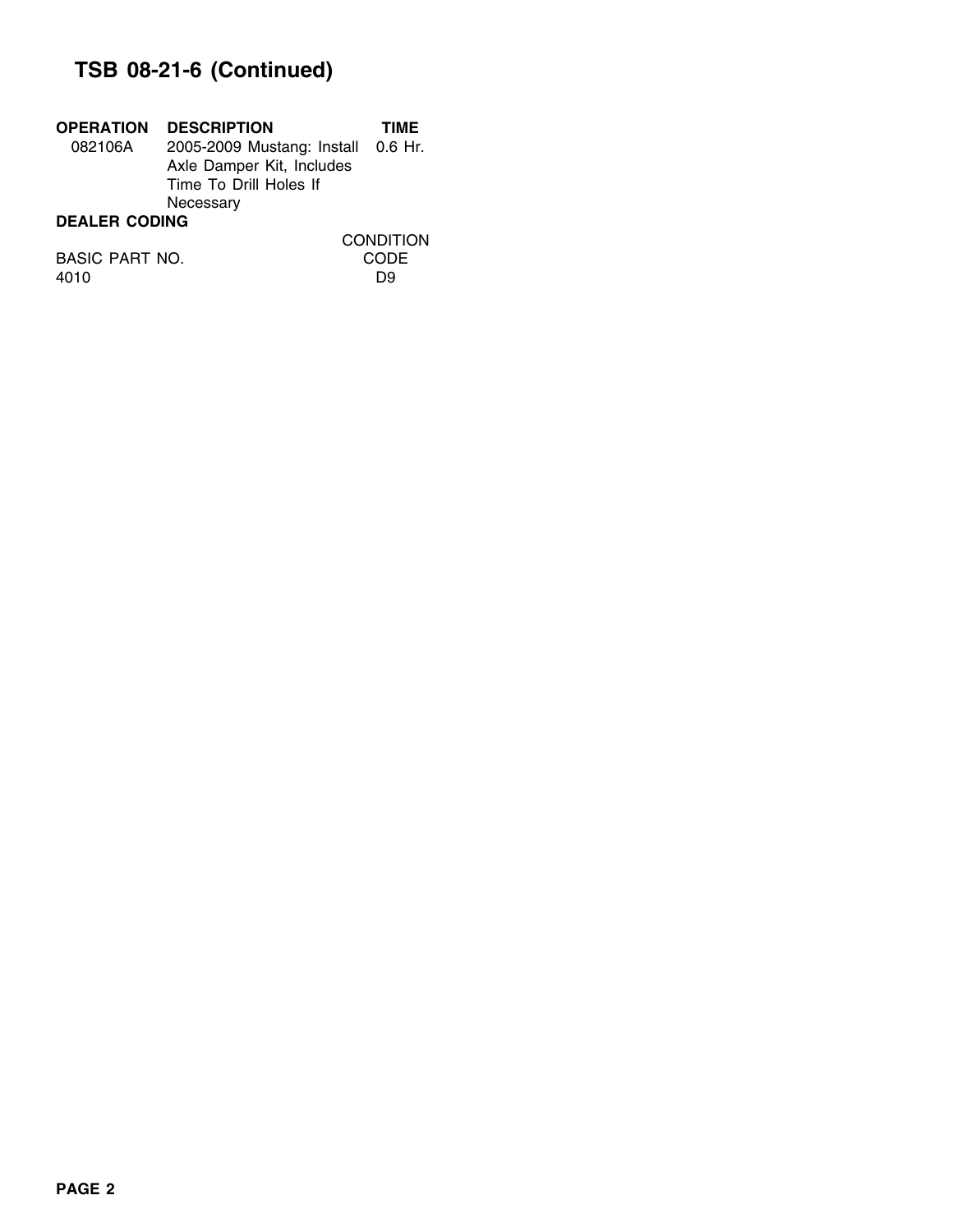# TSB 08-21-6 (Continued)

| OPERATION | DESCRIPTION | TIME |
|---|---|---|
| 082106A | 2005-2009 Mustang: Install Axle Damper Kit, Includes Time To Drill Holes If Necessary | 0.6 Hr. |

**DEALER CODING**

| BASIC PART NO. | CONDITION CODE |
|---|---|
| 4010 | D9 |